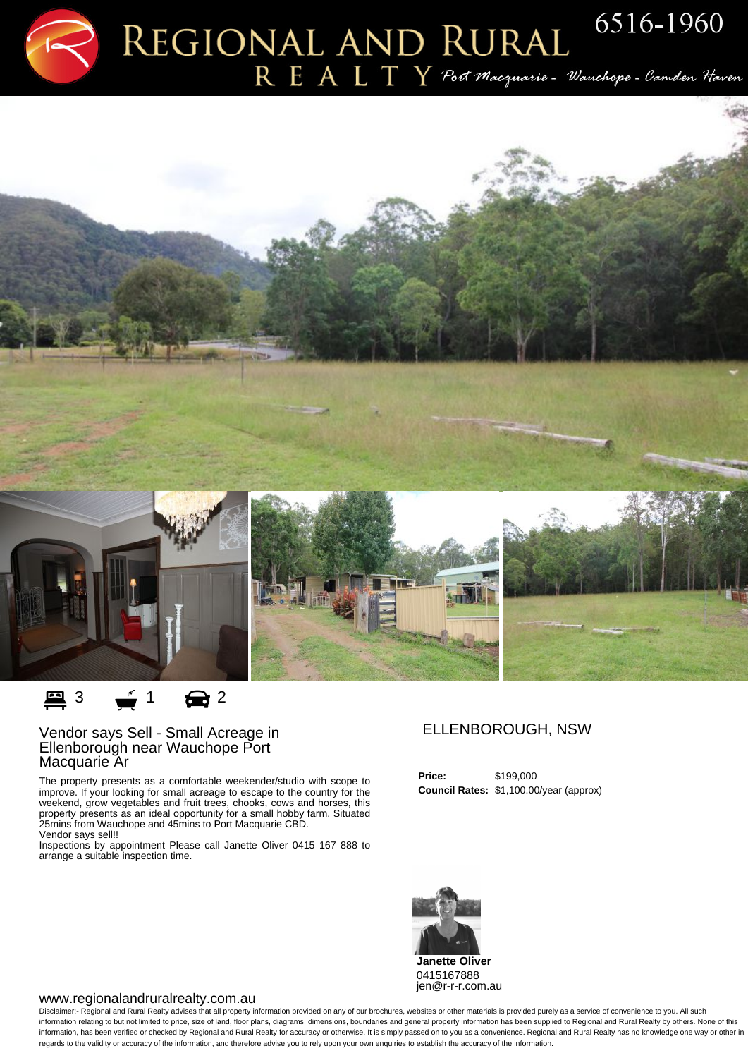# REGIONAL AND RURAL REALTY

Port Macquarie - Wauchope - Camden Haven

6516-1960

3 1 2

## Vendor says Sell - Small Acreage in Ellenborough near Wauchope Port Macquarie Ar

The property presents as a comfortable weekender/studio with scope to improve. If your looking for small acreage to escape to the country for the weekend, grow vegetables and fruit trees, chooks, cows and horses, this property presents as an ideal opportunity for a small hobby farm. Situated 25mins from Wauchope and 45mins to Port Macquarie CBD.
Vendor says sell!!
Inspections by appointment Please call Janette Oliver 0415 167 888 to arrange a suitable inspection time.

## ELLENBOROUGH, NSW

**Price:** $199,000
**Council Rates:** $1,100.00/year (approx)

**Janette Oliver**
0415167888
jen@r-r-r.com.au

www.regionalandruralrealty.com.au

Disclaimer:- Regional and Rural Realty advises that all property information provided on any of our brochures, websites or other materials is provided purely as a service of convenience to you. All such information relating to but not limited to price, size of land, floor plans, diagrams, dimensions, boundaries and general property information has been supplied to Regional and Rural Realty by others. None of this information, has been verified or checked by Regional and Rural Realty for accuracy or otherwise. It is simply passed on to you as a convenience. Regional and Rural Realty has no knowledge one way or other in regards to the validity or accuracy of the information, and therefore advise you to rely upon your own enquiries to establish the accuracy of the information.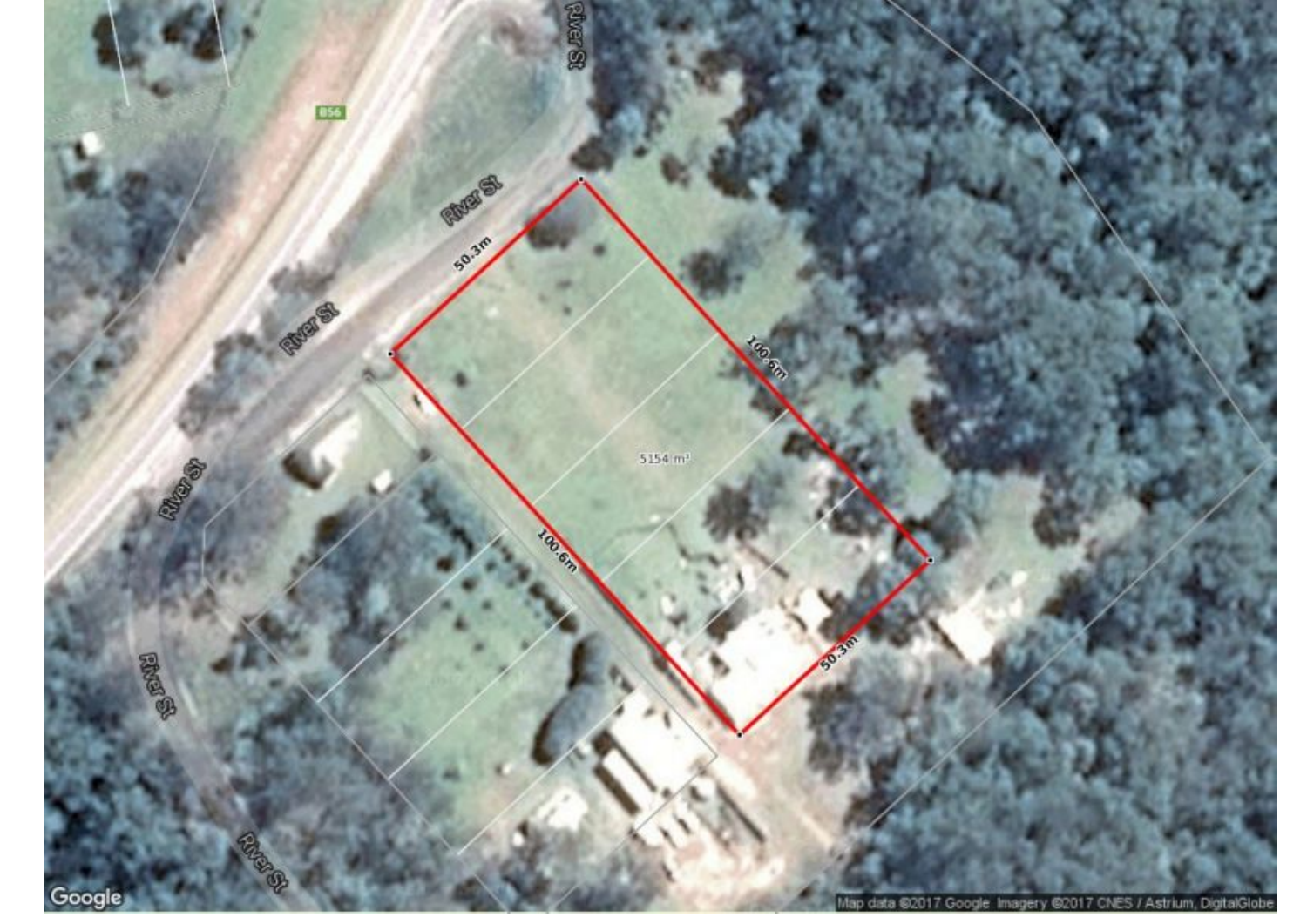River St

B56

River St

50.3m

River St

100.6m

5154 m²

River St

100.6m

River St

50.3m

River St

Google

Map data ©2017 Google Imagery ©2017 CNES / Astrium, DigitalGlobe